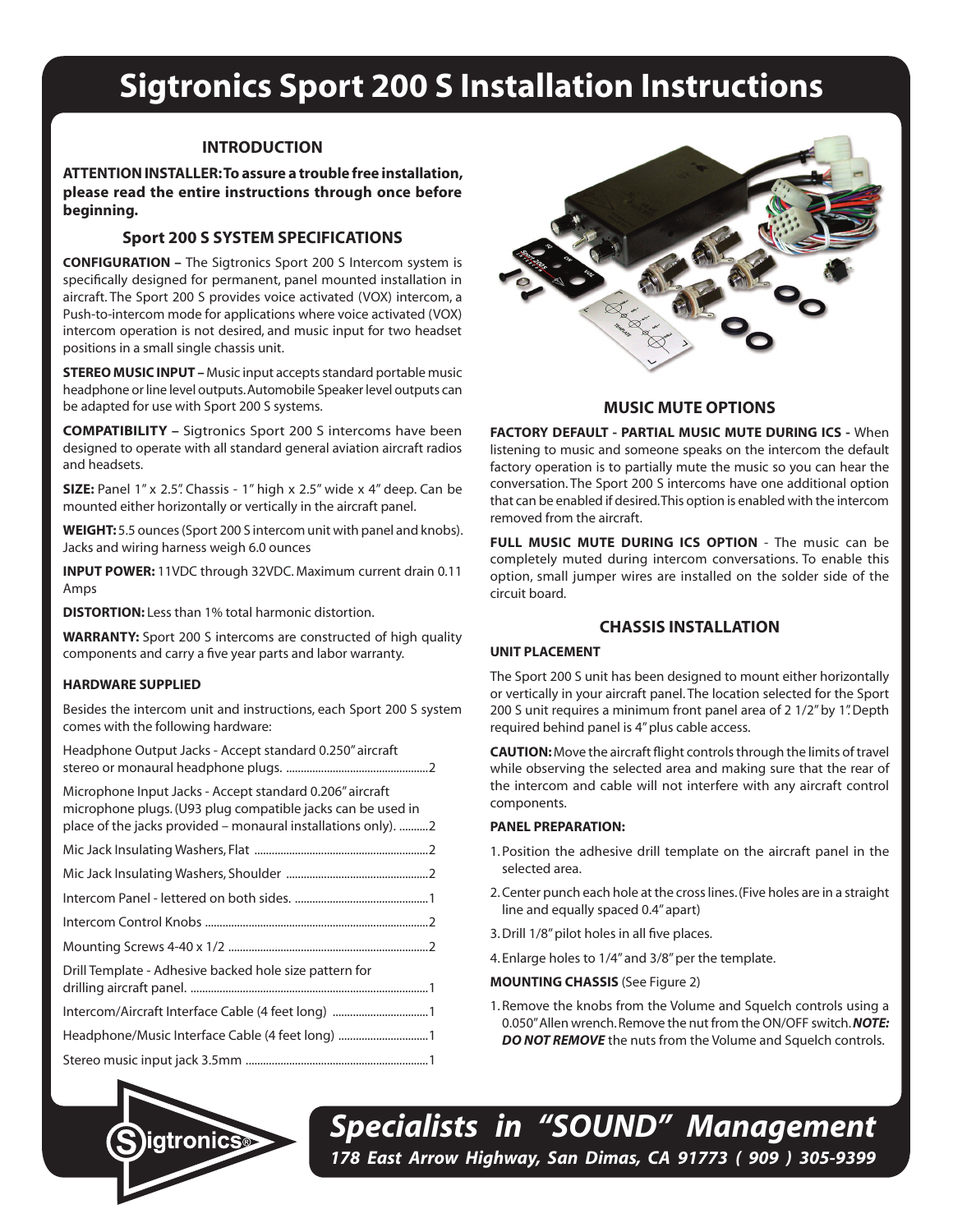# Sigtronics Sport 200 S Installation Instructions

## INTRODUCTION

**ATTENTION INSTALLER: To assure a trouble free installation, please read the entire instructions through once before beginning.**

### Sport 200 S SYSTEM SPECIFICATIONS

**CONFIGURATION –** The Sigtronics Sport 200 S Intercom system is specifically designed for permanent, panel mounted installation in aircraft. The Sport 200 S provides voice activated (VOX) intercom, a Push-to-intercom mode for applications where voice activated (VOX) intercom operation is not desired, and music input for two headset positions in a small single chassis unit.

**STEREO MUSIC INPUT –** Music input accepts standard portable music headphone or line level outputs. Automobile Speaker level outputs can be adapted for use with Sport 200 S systems.

**COMPATIBILITY –** Sigtronics Sport 200 S intercoms have been designed to operate with all standard general aviation aircraft radios and headsets.

**SIZE:** Panel 1" x 2.5". Chassis - 1" high x 2.5" wide x 4" deep. Can be mounted either horizontally or vertically in the aircraft panel.

**WEIGHT:** 5.5 ounces (Sport 200 S intercom unit with panel and knobs). Jacks and wiring harness weigh 6.0 ounces

**INPUT POWER:** 11VDC through 32VDC. Maximum current drain 0.11 Amps

**DISTORTION:** Less than 1% total harmonic distortion.

**WARRANTY:** Sport 200 S intercoms are constructed of high quality components and carry a five year parts and labor warranty.

#### HARDWARE SUPPLIED

Besides the intercom unit and instructions, each Sport 200 S system comes with the following hardware:

Headphone Output Jacks - Accept standard 0.250" aircraft stereo or monaural headphone plugs. ....................2

Microphone Input Jacks - Accept standard 0.206" aircraft microphone plugs. (U93 plug compatible jacks can be used in place of the jacks provided – monaural installations only). ..........2

Mic Jack Insulating Washers, Flat ....................2

Mic Jack Insulating Washers, Shoulder ....................2

Intercom Panel - lettered on both sides. ....................1

Intercom Control Knobs ....................2

Mounting Screws 4-40 x 1/2 ....................2

Drill Template - Adhesive backed hole size pattern for drilling aircraft panel. ....................1

Intercom/Aircraft Interface Cable (4 feet long) ....................1

Headphone/Music Interface Cable (4 feet long) ....................1

Stereo music input jack 3.5mm ....................1

### MUSIC MUTE OPTIONS

**FACTORY DEFAULT - PARTIAL MUSIC MUTE DURING ICS -** When listening to music and someone speaks on the intercom the default factory operation is to partially mute the music so you can hear the conversation. The Sport 200 S intercoms have one additional option that can be enabled if desired. This option is enabled with the intercom removed from the aircraft.

**FULL MUSIC MUTE DURING ICS OPTION** - The music can be completely muted during intercom conversations. To enable this option, small jumper wires are installed on the solder side of the circuit board.

### CHASSIS INSTALLATION

#### UNIT PLACEMENT

The Sport 200 S unit has been designed to mount either horizontally or vertically in your aircraft panel. The location selected for the Sport 200 S unit requires a minimum front panel area of 2 1/2" by 1". Depth required behind panel is 4" plus cable access.

**CAUTION:** Move the aircraft flight controls through the limits of travel while observing the selected area and making sure that the rear of the intercom and cable will not interfere with any aircraft control components.

#### PANEL PREPARATION:

1. Position the adhesive drill template on the aircraft panel in the selected area.
2. Center punch each hole at the cross lines. (Five holes are in a straight line and equally spaced 0.4" apart)
3. Drill 1/8" pilot holes in all five places.
4. Enlarge holes to 1/4" and 3/8" per the template.

**MOUNTING CHASSIS** (See Figure 2)

1. Remove the knobs from the Volume and Squelch controls using a 0.050" Allen wrench. Remove the nut from the ON/OFF switch. ***NOTE: DO NOT REMOVE*** the nuts from the Volume and Squelch controls.

*Specialists in "SOUND" Management*
*178 East Arrow Highway, San Dimas, CA 91773 ( 909 ) 305-9399*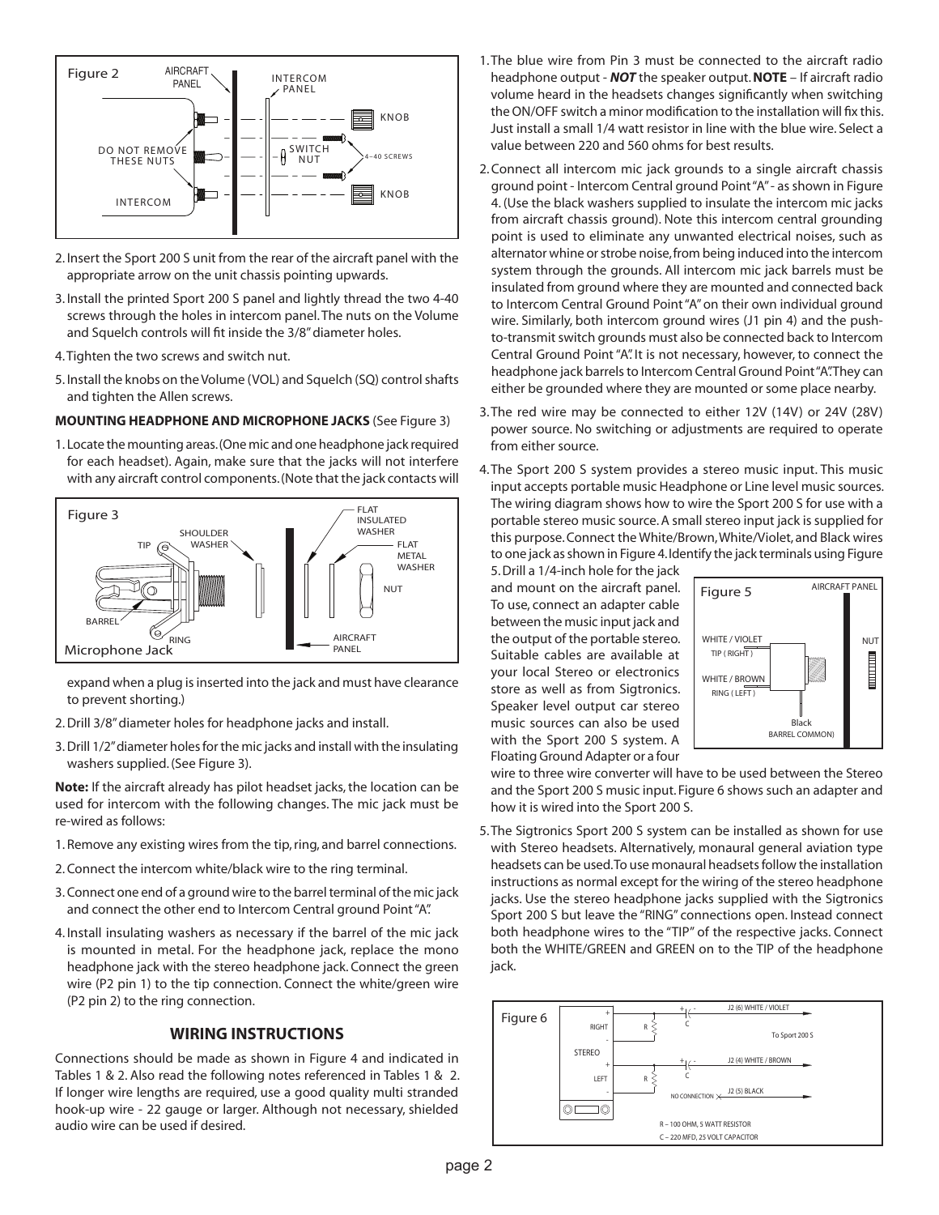Figure 2

2. Insert the Sport 200 S unit from the rear of the aircraft panel with the appropriate arrow on the unit chassis pointing upwards.

3. Install the printed Sport 200 S panel and lightly thread the two 4-40 screws through the holes in intercom panel. The nuts on the Volume and Squelch controls will fit inside the 3/8" diameter holes.

4. Tighten the two screws and switch nut.

5. Install the knobs on the Volume (VOL) and Squelch (SQ) control shafts and tighten the Allen screws.

**MOUNTING HEADPHONE AND MICROPHONE JACKS** (See Figure 3)

1. Locate the mounting areas. (One mic and one headphone jack required for each headset). Again, make sure that the jacks will not interfere with any aircraft control components. (Note that the jack contacts will expand when a plug is inserted into the jack and must have clearance to prevent shorting.)

Figure 3

2. Drill 3/8" diameter holes for headphone jacks and install.

3. Drill 1/2" diameter holes for the mic jacks and install with the insulating washers supplied. (See Figure 3).

**Note:** If the aircraft already has pilot headset jacks, the location can be used for intercom with the following changes. The mic jack must be re-wired as follows:

1. Remove any existing wires from the tip, ring, and barrel connections.

2. Connect the intercom white/black wire to the ring terminal.

3. Connect one end of a ground wire to the barrel terminal of the mic jack and connect the other end to Intercom Central ground Point "A".

4. Install insulating washers as necessary if the barrel of the mic jack is mounted in metal. For the headphone jack, replace the mono headphone jack with the stereo headphone jack. Connect the green wire (P2 pin 1) to the tip connection. Connect the white/green wire (P2 pin 2) to the ring connection.

## WIRING INSTRUCTIONS

Connections should be made as shown in Figure 4 and indicated in Tables 1 & 2. Also read the following notes referenced in Tables 1 & 2. If longer wire lengths are required, use a good quality multi stranded hook-up wire - 22 gauge or larger. Although not necessary, shielded audio wire can be used if desired.

1. The blue wire from Pin 3 must be connected to the aircraft radio headphone output - ***NOT*** the speaker output. **NOTE** – If aircraft radio volume heard in the headsets changes significantly when switching the ON/OFF switch a minor modification to the installation will fix this. Just install a small 1/4 watt resistor in line with the blue wire. Select a value between 220 and 560 ohms for best results.

2. Connect all intercom mic jack grounds to a single aircraft chassis ground point - Intercom Central ground Point "A" - as shown in Figure 4. (Use the black washers supplied to insulate the intercom mic jacks from aircraft chassis ground). Note this intercom central grounding point is used to eliminate any unwanted electrical noises, such as alternator whine or strobe noise, from being induced into the intercom system through the grounds. All intercom mic jack barrels must be insulated from ground where they are mounted and connected back to Intercom Central Ground Point "A" on their own individual ground wire. Similarly, both intercom ground wires (J1 pin 4) and the push-to-transmit switch grounds must also be connected back to Intercom Central Ground Point "A". It is not necessary, however, to connect the headphone jack barrels to Intercom Central Ground Point "A". They can either be grounded where they are mounted or some place nearby.

3. The red wire may be connected to either 12V (14V) or 24V (28V) power source. No switching or adjustments are required to operate from either source.

4. The Sport 200 S system provides a stereo music input. This music input accepts portable music Headphone or Line level music sources. The wiring diagram shows how to wire the Sport 200 S for use with a portable stereo music source. A small stereo input jack is supplied for this purpose. Connect the White/Brown, White/Violet, and Black wires to one jack as shown in Figure 4. Identify the jack terminals using Figure 5. Drill a 1/4-inch hole for the jack and mount on the aircraft panel. To use, connect an adapter cable between the music input jack and the output of the portable stereo. Suitable cables are available at your local Stereo or electronics store as well as from Sigtronics. Speaker level output car stereo music sources can also be used with the Sport 200 S system. A Floating Ground Adapter or a four wire to three wire converter will have to be used between the Stereo and the Sport 200 S music input. Figure 6 shows such an adapter and how it is wired into the Sport 200 S.

Figure 5

5. The Sigtronics Sport 200 S system can be installed as shown for use with Stereo headsets. Alternatively, monaural general aviation type headsets can be used. To use monaural headsets follow the installation instructions as normal except for the wiring of the stereo headphone jacks. Use the stereo headphone jacks supplied with the Sigtronics Sport 200 S but leave the "RING" connections open. Instead connect both headphone wires to the "TIP" of the respective jacks. Connect both the WHITE/GREEN and GREEN on to the TIP of the headphone jack.

Figure 6

R – 100 OHM, 5 WATT RESISTOR
C – 220 MFD, 25 VOLT CAPACITOR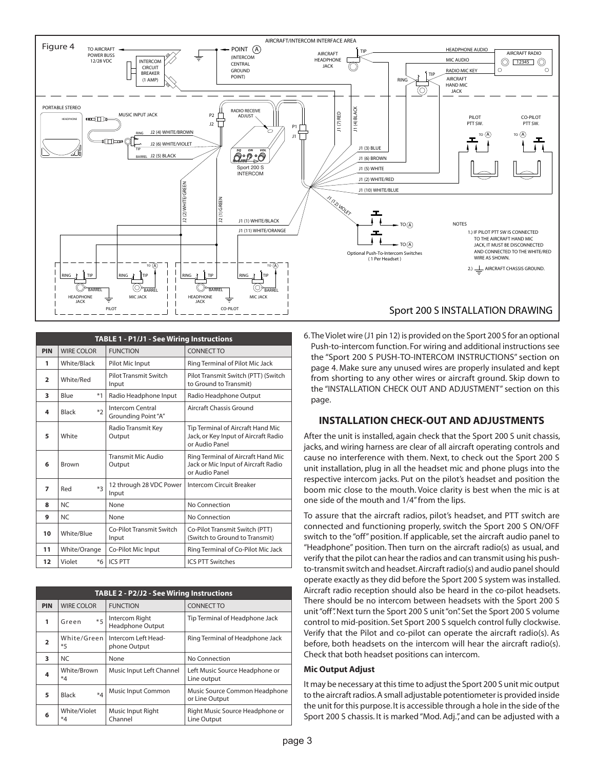Figure 4

Sport 200 S INSTALLATION DRAWING

| TABLE 1 - P1/J1 - See Wiring Instructions | | | |
|---|---|---|---|
| PIN | WIRE COLOR | FUNCTION | CONNECT TO |
| 1 | White/Black | Pilot Mic Input | Ring Terminal of Pilot Mic Jack |
| 2 | White/Red | Pilot Transmit Switch Input | Pilot Transmit Switch (PTT) (Switch to Ground to Transmit) |
| 3 | Blue *1 | Radio Headphone Input | Radio Headphone Output |
| 4 | Black *2 | Intercom Central Grounding Point "A" | Aircraft Chassis Ground |
| 5 | White | Radio Transmit Key Output | Tip Terminal of Aircraft Hand Mic Jack, or Key Input of Aircraft Radio or Audio Panel |
| 6 | Brown | Transmit Mic Audio Output | Ring Terminal of Aircraft Hand Mic Jack or Mic Input of Aircraft Radio or Audio Panel |
| 7 | Red *3 | 12 through 28 VDC Power Input | Intercom Circuit Breaker |
| 8 | NC | None | No Connection |
| 9 | NC | None | No Connection |
| 10 | White/Blue | Co-Pilot Transmit Switch Input | Co-Pilot Transmit Switch (PTT) (Switch to Ground to Transmit) |
| 11 | White/Orange | Co-Pilot Mic Input | Ring Terminal of Co-Pilot Mic Jack |
| 12 | Violet *6 | ICS PTT | ICS PTT Switches |

| TABLE 2 - P2/J2 - See Wiring Instructions | | | |
|---|---|---|---|
| PIN | WIRE COLOR | FUNCTION | CONNECT TO |
| 1 | Green *5 | Intercom Right Headphone Output | Tip Terminal of Headphone Jack |
| 2 | White/Green *5 | Intercom Left Headphone Output | Ring Terminal of Headphone Jack |
| 3 | NC | None | No Connection |
| 4 | White/Brown *4 | Music Input Left Channel | Left Music Source Headphone or Line output |
| 5 | Black *4 | Music Input Common | Music Source Common Headphone or Line Output |
| 6 | White/Violet *4 | Music Input Right Channel | Right Music Source Headphone or Line Output |

6. The Violet wire (J1 pin 12) is provided on the Sport 200 S for an optional Push-to-intercom function. For wiring and additional instructions see the "Sport 200 S PUSH-TO-INTERCOM INSTRUCTIONS" section on page 4. Make sure any unused wires are properly insulated and kept from shorting to any other wires or aircraft ground. Skip down to the "INSTALLATION CHECK OUT AND ADJUSTMENT" section on this page.

## INSTALLATION CHECK-OUT AND ADJUSTMENTS

After the unit is installed, again check that the Sport 200 S unit chassis, jacks, and wiring harness are clear of all aircraft operating controls and cause no interference with them. Next, to check out the Sport 200 S unit installation, plug in all the headset mic and phone plugs into the respective intercom jacks. Put on the pilot's headset and position the boom mic close to the mouth. Voice clarity is best when the mic is at one side of the mouth and 1/4" from the lips.

To assure that the aircraft radios, pilot's headset, and PTT switch are connected and functioning properly, switch the Sport 200 S ON/OFF switch to the "off" position. If applicable, set the aircraft audio panel to "Headphone" position. Then turn on the aircraft radio(s) as usual, and verify that the pilot can hear the radios and can transmit using his push-to-transmit switch and headset. Aircraft radio(s) and audio panel should operate exactly as they did before the Sport 200 S system was installed. Aircraft radio reception should also be heard in the co-pilot headsets. There should be no intercom between headsets with the Sport 200 S unit "off". Next turn the Sport 200 S unit "on". Set the Sport 200 S volume control to mid-position. Set Sport 200 S squelch control fully clockwise. Verify that the Pilot and co-pilot can operate the aircraft radio(s). As before, both headsets on the intercom will hear the aircraft radio(s). Check that both headset positions can intercom.

**Mic Output Adjust**

It may be necessary at this time to adjust the Sport 200 S unit mic output to the aircraft radios. A small adjustable potentiometer is provided inside the unit for this purpose. It is accessible through a hole in the side of the Sport 200 S chassis. It is marked "Mod. Adj.", and can be adjusted with a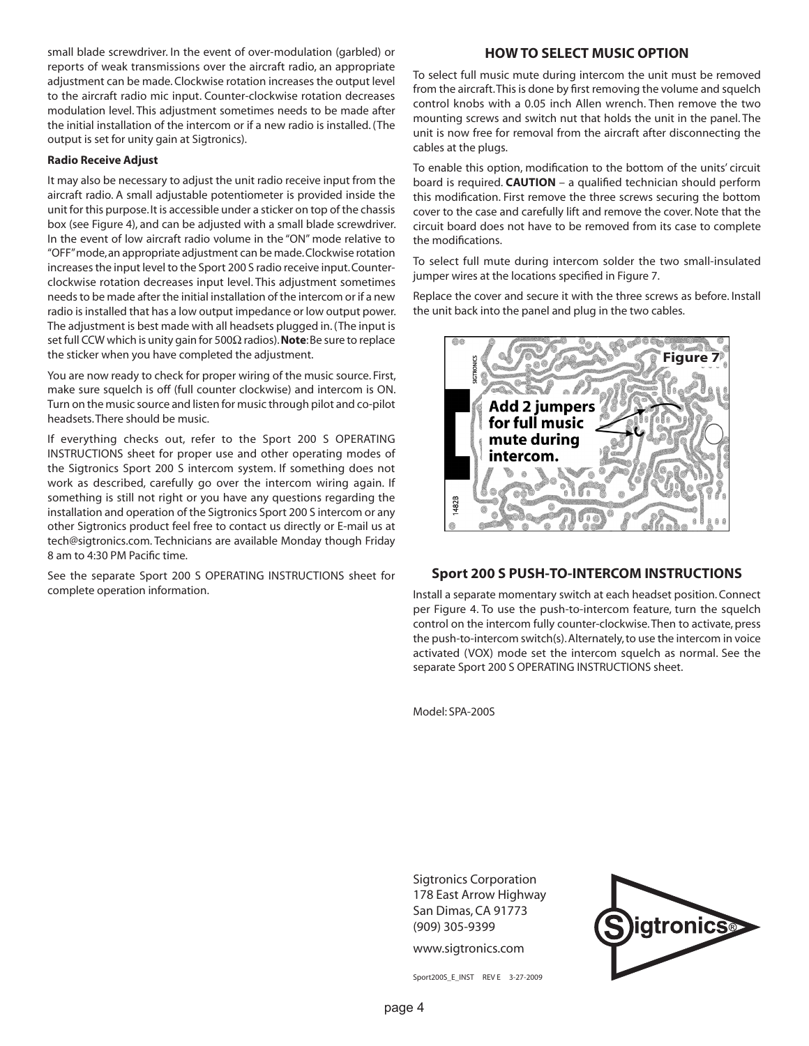small blade screwdriver. In the event of over-modulation (garbled) or reports of weak transmissions over the aircraft radio, an appropriate adjustment can be made. Clockwise rotation increases the output level to the aircraft radio mic input. Counter-clockwise rotation decreases modulation level. This adjustment sometimes needs to be made after the initial installation of the intercom or if a new radio is installed. (The output is set for unity gain at Sigtronics).

**Radio Receive Adjust**

It may also be necessary to adjust the unit radio receive input from the aircraft radio. A small adjustable potentiometer is provided inside the unit for this purpose. It is accessible under a sticker on top of the chassis box (see Figure 4), and can be adjusted with a small blade screwdriver. In the event of low aircraft radio volume in the "ON" mode relative to "OFF" mode, an appropriate adjustment can be made. Clockwise rotation increases the input level to the Sport 200 S radio receive input. Counter-clockwise rotation decreases input level. This adjustment sometimes needs to be made after the initial installation of the intercom or if a new radio is installed that has a low output impedance or low output power. The adjustment is best made with all headsets plugged in. (The input is set full CCW which is unity gain for 500Ω radios). **Note**: Be sure to replace the sticker when you have completed the adjustment.

You are now ready to check for proper wiring of the music source. First, make sure squelch is off (full counter clockwise) and intercom is ON. Turn on the music source and listen for music through pilot and co-pilot headsets. There should be music.

If everything checks out, refer to the Sport 200 S OPERATING INSTRUCTIONS sheet for proper use and other operating modes of the Sigtronics Sport 200 S intercom system. If something does not work as described, carefully go over the intercom wiring again. If something is still not right or you have any questions regarding the installation and operation of the Sigtronics Sport 200 S intercom or any other Sigtronics product feel free to contact us directly or E-mail us at tech@sigtronics.com. Technicians are available Monday though Friday 8 am to 4:30 PM Pacific time.

See the separate Sport 200 S OPERATING INSTRUCTIONS sheet for complete operation information.

## HOW TO SELECT MUSIC OPTION

To select full music mute during intercom the unit must be removed from the aircraft. This is done by first removing the volume and squelch control knobs with a 0.05 inch Allen wrench. Then remove the two mounting screws and switch nut that holds the unit in the panel. The unit is now free for removal from the aircraft after disconnecting the cables at the plugs.

To enable this option, modification to the bottom of the units' circuit board is required. **CAUTION** – a qualified technician should perform this modification. First remove the three screws securing the bottom cover to the case and carefully lift and remove the cover. Note that the circuit board does not have to be removed from its case to complete the modifications.

To select full mute during intercom solder the two small-insulated jumper wires at the locations specified in Figure 7.

Replace the cover and secure it with the three screws as before. Install the unit back into the panel and plug in the two cables.

Figure 7

Add 2 jumpers for full music mute during intercom.

SIGTRONICS

14828

## Sport 200 S PUSH-TO-INTERCOM INSTRUCTIONS

Install a separate momentary switch at each headset position. Connect per Figure 4. To use the push-to-intercom feature, turn the squelch control on the intercom fully counter-clockwise. Then to activate, press the push-to-intercom switch(s). Alternately, to use the intercom in voice activated (VOX) mode set the intercom squelch as normal. See the separate Sport 200 S OPERATING INSTRUCTIONS sheet.

Model: SPA-200S

Sigtronics Corporation
178 East Arrow Highway
San Dimas, CA 91773
(909) 305-9399

www.sigtronics.com

Sport200S_E_INST REV E 3-27-2009

Sigtronics®